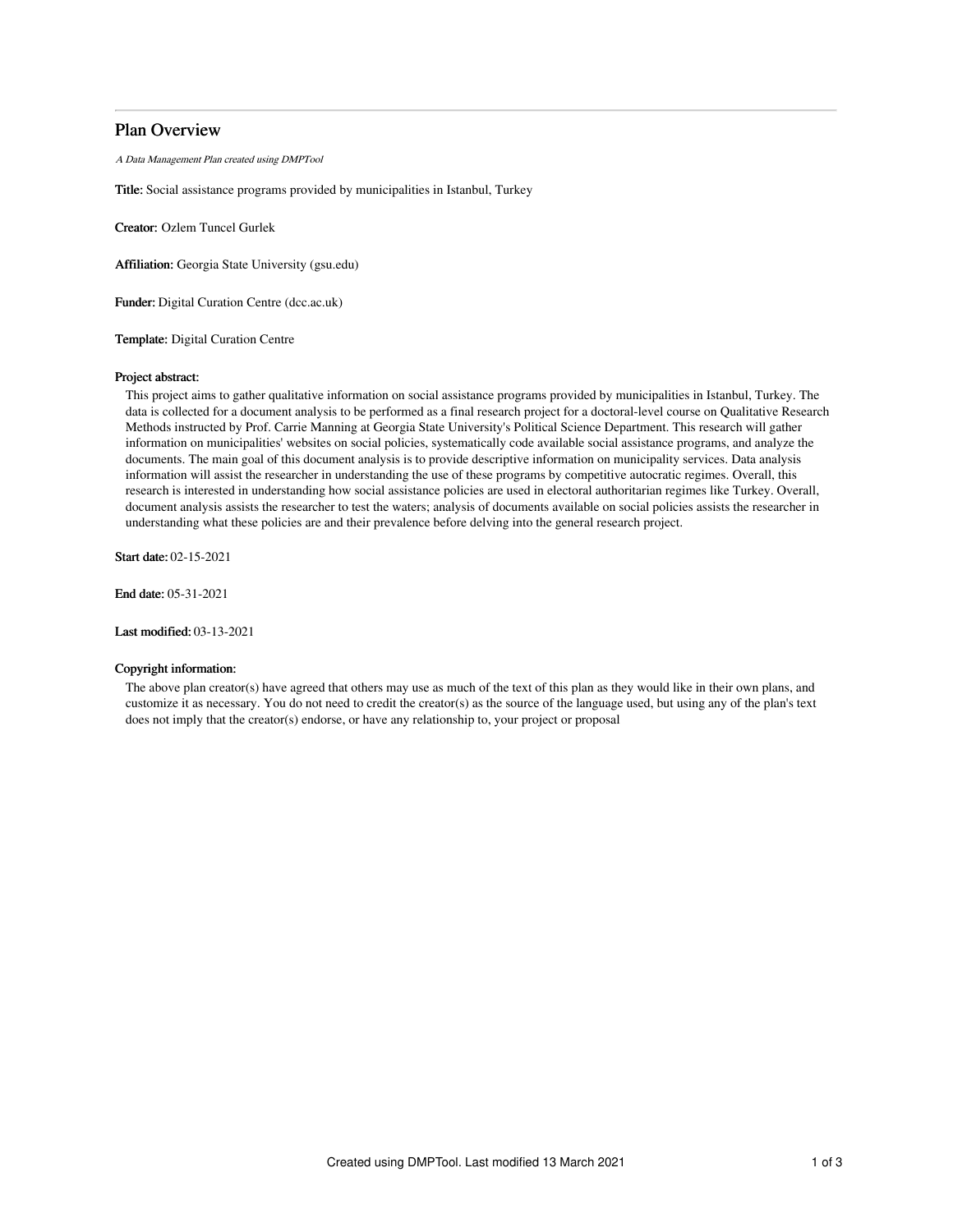# Plan Overview

*A Data Management Plan created using DMPTool*

**Title:** Social assistance programs provided by municipalities in Istanbul, Turkey

**Creator:** Ozlem Tuncel Gurlek

**Affiliation:** Georgia State University (gsu.edu)

**Funder:** Digital Curation Centre (dcc.ac.uk)

**Template:** Digital Curation Centre

**Project abstract:**

This project aims to gather qualitative information on social assistance programs provided by municipalities in Istanbul, Turkey. The data is collected for a document analysis to be performed as a final research project for a doctoral-level course on Qualitative Research Methods instructed by Prof. Carrie Manning at Georgia State University's Political Science Department. This research will gather information on municipalities' websites on social policies, systematically code available social assistance programs, and analyze the documents. The main goal of this document analysis is to provide descriptive information on municipality services. Data analysis information will assist the researcher in understanding the use of these programs by competitive autocratic regimes. Overall, this research is interested in understanding how social assistance policies are used in electoral authoritarian regimes like Turkey. Overall, document analysis assists the researcher to test the waters; analysis of documents available on social policies assists the researcher in understanding what these policies are and their prevalence before delving into the general research project.

**Start date:** 02-15-2021

**End date:** 05-31-2021

**Last modified:** 03-13-2021

**Copyright information:**

The above plan creator(s) have agreed that others may use as much of the text of this plan as they would like in their own plans, and customize it as necessary. You do not need to credit the creator(s) as the source of the language used, but using any of the plan's text does not imply that the creator(s) endorse, or have any relationship to, your project or proposal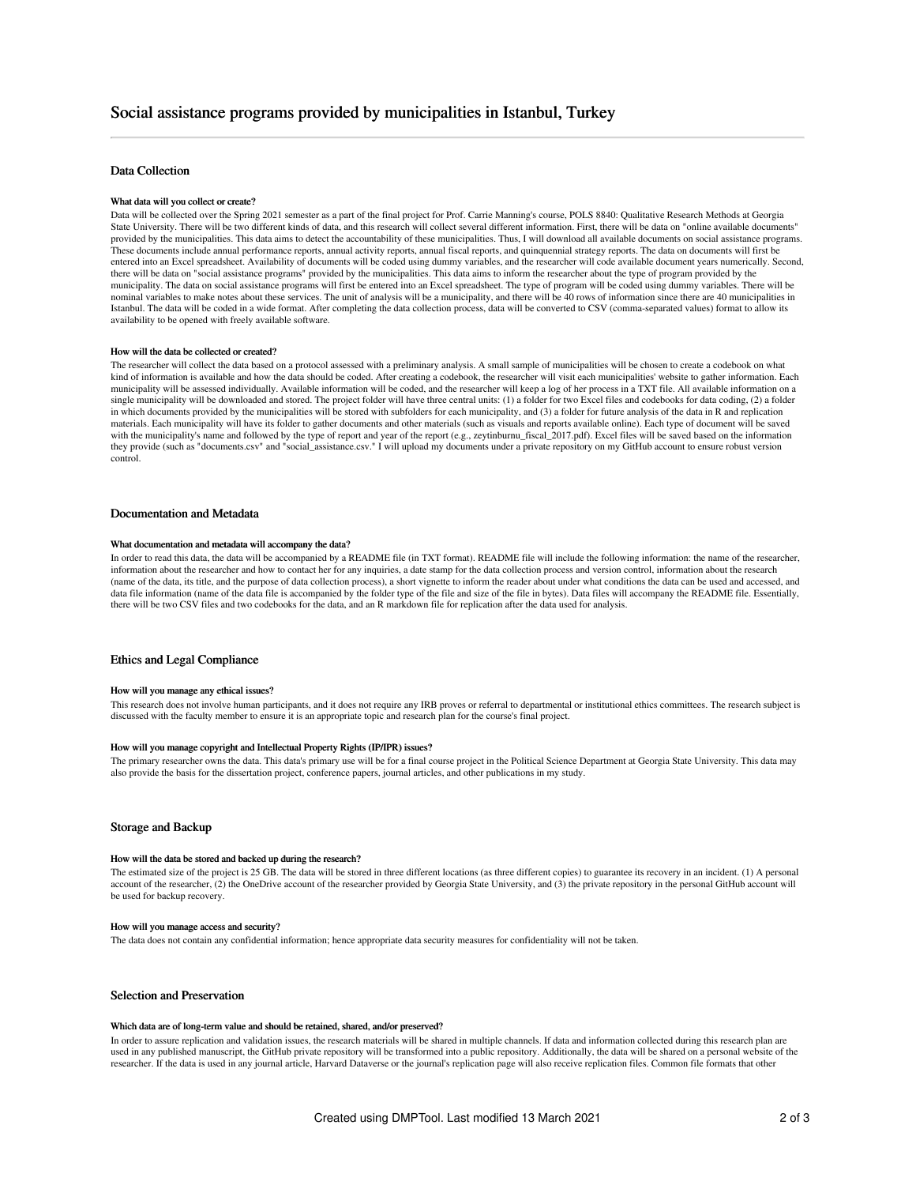# Social assistance programs provided by municipalities in Istanbul, Turkey

## Data Collection

#### What data will you collect or create?

Data will be collected over the Spring 2021 semester as a part of the final project for Prof. Carrie Manning's course, POLS 8840: Qualitative Research Methods at Georgia State University. There will be two different kinds of data, and this research will collect several different information. First, there will be data on "online available documents" provided by the municipalities. This data aims to detect the accountability of these municipalities. Thus, I will download all available documents on social assistance programs. These documents include annual performance reports, annual activity reports, annual fiscal reports, and quinquennial strategy reports. The data on documents will first be entered into an Excel spreadsheet. Availability of documents will be coded using dummy variables, and the researcher will code available document years numerically. Second, there will be data on "social assistance programs" provided by the municipalities. This data aims to inform the researcher about the type of program provided by the municipality. The data on social assistance programs will first be entered into an Excel spreadsheet. The type of program will be coded using dummy variables. There will be nominal variables to make notes about these services. The unit of analysis will be a municipality, and there will be 40 rows of information since there are 40 municipalities in Istanbul. The data will be coded in a wide format. After completing the data collection process, data will be converted to CSV (comma-separated values) format to allow its availability to be opened with freely available software.

#### How will the data be collected or created?

The researcher will collect the data based on a protocol assessed with a preliminary analysis. A small sample of municipalities will be chosen to create a codebook on what kind of information is available and how the data should be coded. After creating a codebook, the researcher will visit each municipalities' website to gather information. Each municipality will be assessed individually. Available information will be coded, and the researcher will keep a log of her process in a TXT file. All available information on a single municipality will be downloaded and stored. The project folder will have three central units: (1) a folder for two Excel files and codebooks for data coding, (2) a folder in which documents provided by the municipalities will be stored with subfolders for each municipality, and (3) a folder for future analysis of the data in R and replication materials. Each municipality will have its folder to gather documents and other materials (such as visuals and reports available online). Each type of document will be saved with the municipality's name and followed by the type of report and year of the report (e.g., zeytinburnu_fiscal_2017.pdf). Excel files will be saved based on the information they provide (such as "documents.csv" and "social_assistance.csv." I will upload my documents under a private repository on my GitHub account to ensure robust version control.

## Documentation and Metadata

#### What documentation and metadata will accompany the data?

In order to read this data, the data will be accompanied by a README file (in TXT format). README file will include the following information: the name of the researcher, information about the researcher and how to contact her for any inquiries, a date stamp for the data collection process and version control, information about the research (name of the data, its title, and the purpose of data collection process), a short vignette to inform the reader about under what conditions the data can be used and accessed, and data file information (name of the data file is accompanied by the folder type of the file and size of the file in bytes). Data files will accompany the README file. Essentially, there will be two CSV files and two codebooks for the data, and an R markdown file for replication after the data used for analysis.

## Ethics and Legal Compliance

#### How will you manage any ethical issues?

This research does not involve human participants, and it does not require any IRB proves or referral to departmental or institutional ethics committees. The research subject is discussed with the faculty member to ensure it is an appropriate topic and research plan for the course's final project.

#### How will you manage copyright and Intellectual Property Rights (IP/IPR) issues?

The primary researcher owns the data. This data's primary use will be for a final course project in the Political Science Department at Georgia State University. This data may also provide the basis for the dissertation project, conference papers, journal articles, and other publications in my study.

## Storage and Backup

#### How will the data be stored and backed up during the research?

The estimated size of the project is 25 GB. The data will be stored in three different locations (as three different copies) to guarantee its recovery in an incident. (1) A personal account of the researcher, (2) the OneDrive account of the researcher provided by Georgia State University, and (3) the private repository in the personal GitHub account will be used for backup recovery.

#### How will you manage access and security?

The data does not contain any confidential information; hence appropriate data security measures for confidentiality will not be taken.

## Selection and Preservation

#### Which data are of long-term value and should be retained, shared, and/or preserved?

In order to assure replication and validation issues, the research materials will be shared in multiple channels. If data and information collected during this research plan are used in any published manuscript, the GitHub private repository will be transformed into a public repository. Additionally, the data will be shared on a personal website of the researcher. If the data is used in any journal article, Harvard Dataverse or the journal's replication page will also receive replication files. Common file formats that other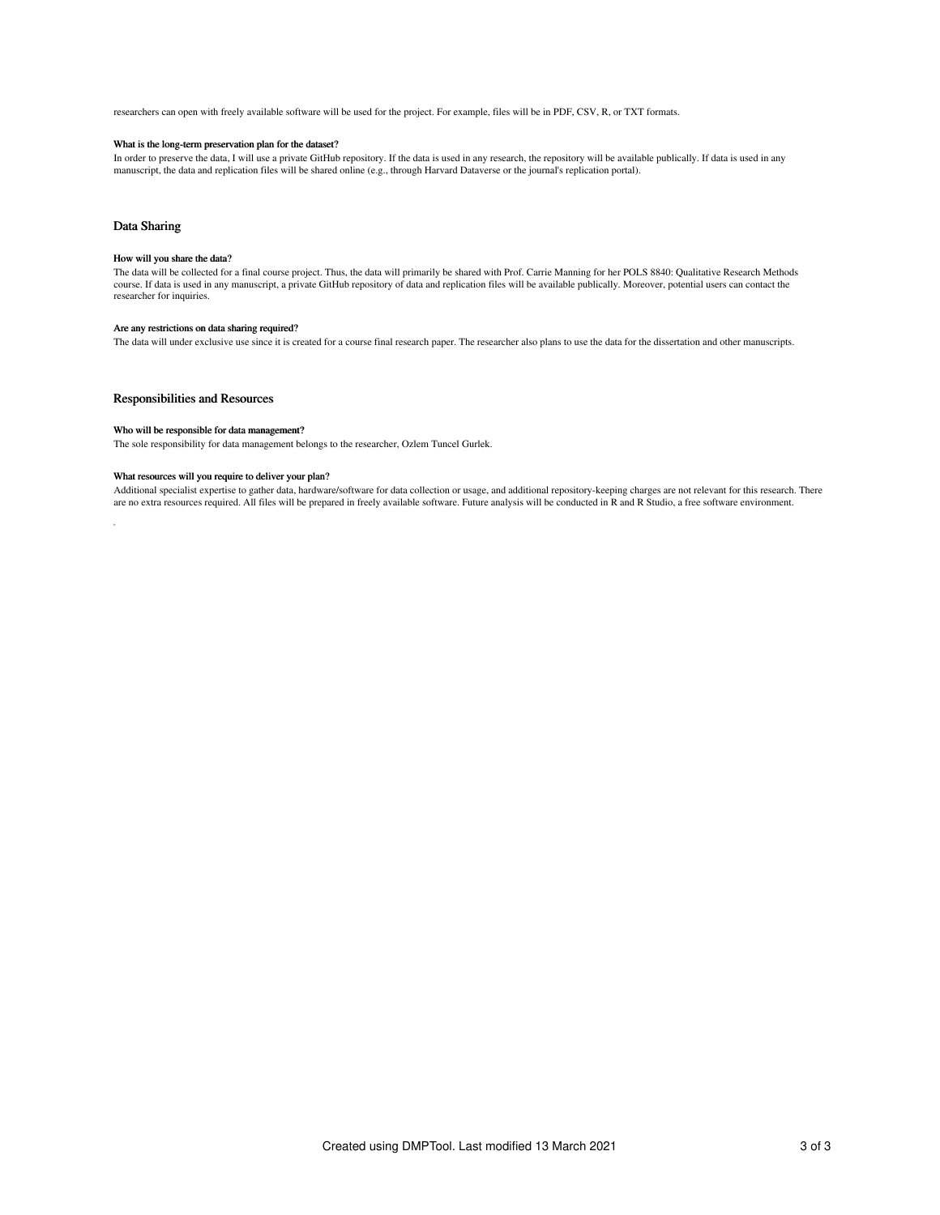researchers can open with freely available software will be used for the project. For example, files will be in PDF, CSV, R, or TXT formats.

#### What is the long-term preservation plan for the dataset?

In order to preserve the data, I will use a private GitHub repository. If the data is used in any research, the repository will be available publically. If data is used in any manuscript, the data and replication files will be shared online (e.g., through Harvard Dataverse or the journal's replication portal).

### Data Sharing

#### How will you share the data?

The data will be collected for a final course project. Thus, the data will primarily be shared with Prof. Carrie Manning for her POLS 8840: Qualitative Research Methods course. If data is used in any manuscript, a private GitHub repository of data and replication files will be available publically. Moreover, potential users can contact the researcher for inquiries.

#### Are any restrictions on data sharing required?

The data will under exclusive use since it is created for a course final research paper. The researcher also plans to use the data for the dissertation and other manuscripts.

### Responsibilities and Resources

#### Who will be responsible for data management?

The sole responsibility for data management belongs to the researcher, Ozlem Tuncel Gurlek.

#### What resources will you require to deliver your plan?

Additional specialist expertise to gather data, hardware/software for data collection or usage, and additional repository-keeping charges are not relevant for this research. There are no extra resources required. All files will be prepared in freely available software. Future analysis will be conducted in R and R Studio, a free software environment.